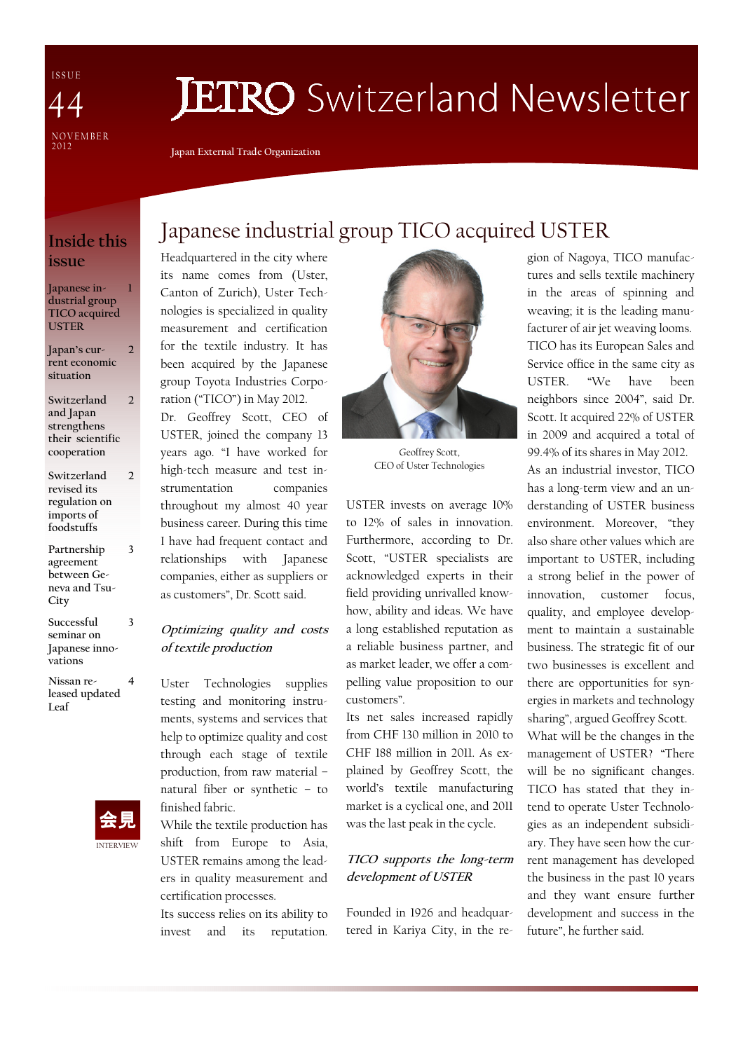ISSUE 44

NOVEMBER 2012

# JETRO Switzerland Newsletter

Japan External Trade Organization

## Inside this issue

- Japanese industrial group TICO acquired USTER — 1
- Japan's current economic situation — 2
- Switzerland and Japan strengthens their scientific cooperation — 2
- Switzerland revised its regulation on imports of foodstuffs — 2
- Partnership agreement between Geneva and Tsu-City — 3
- Successful seminar on Japanese innovations — 3
- Nissan released updated Leaf — 4

会見

INTERVIEW

# Japanese industrial group TICO acquired USTER

Headquartered in the city where its name comes from (Uster, Canton of Zurich), Uster Technologies is specialized in quality measurement and certification for the textile industry. It has been acquired by the Japanese group Toyota Industries Corporation ("TICO") in May 2012.

Dr. Geoffrey Scott, CEO of USTER, joined the company 13 years ago. "I have worked for high-tech measure and test instrumentation companies throughout my almost 40 year business career. During this time I have had frequent contact and relationships with Japanese companies, either as suppliers or as customers", Dr. Scott said.

### *Optimizing quality and costs of textile production*

Uster Technologies supplies testing and monitoring instruments, systems and services that help to optimize quality and cost through each stage of textile production, from raw material – natural fiber or synthetic – to finished fabric.

While the textile production has shift from Europe to Asia, USTER remains among the leaders in quality measurement and certification processes.

Its success relies on its ability to invest and its reputation.

Geoffrey Scott, CEO of Uster Technologies

USTER invests on average 10% to 12% of sales in innovation. Furthermore, according to Dr. Scott, "USTER specialists are acknowledged experts in their field providing unrivalled know-how, ability and ideas. We have a long established reputation as a reliable business partner, and as market leader, we offer a compelling value proposition to our customers".

Its net sales increased rapidly from CHF 130 million in 2010 to CHF 188 million in 2011. As explained by Geoffrey Scott, the world's textile manufacturing market is a cyclical one, and 2011 was the last peak in the cycle.

### *TICO supports the long-term development of USTER*

Founded in 1926 and headquartered in Kariya City, in the region of Nagoya, TICO manufactures and sells textile machinery in the areas of spinning and weaving; it is the leading manufacturer of air jet weaving looms. TICO has its European Sales and Service office in the same city as USTER. "We have been neighbors since 2004", said Dr. Scott. It acquired 22% of USTER in 2009 and acquired a total of 99.4% of its shares in May 2012.

As an industrial investor, TICO has a long-term view and an understanding of USTER business environment. Moreover, "they also share other values which are important to USTER, including a strong belief in the power of innovation, customer focus, quality, and employee development to maintain a sustainable business. The strategic fit of our two businesses is excellent and there are opportunities for synergies in markets and technology sharing", argued Geoffrey Scott.

What will be the changes in the management of USTER? "There will be no significant changes. TICO has stated that they intend to operate Uster Technologies as an independent subsidiary. They have seen how the current management has developed the business in the past 10 years and they want ensure further development and success in the future", he further said.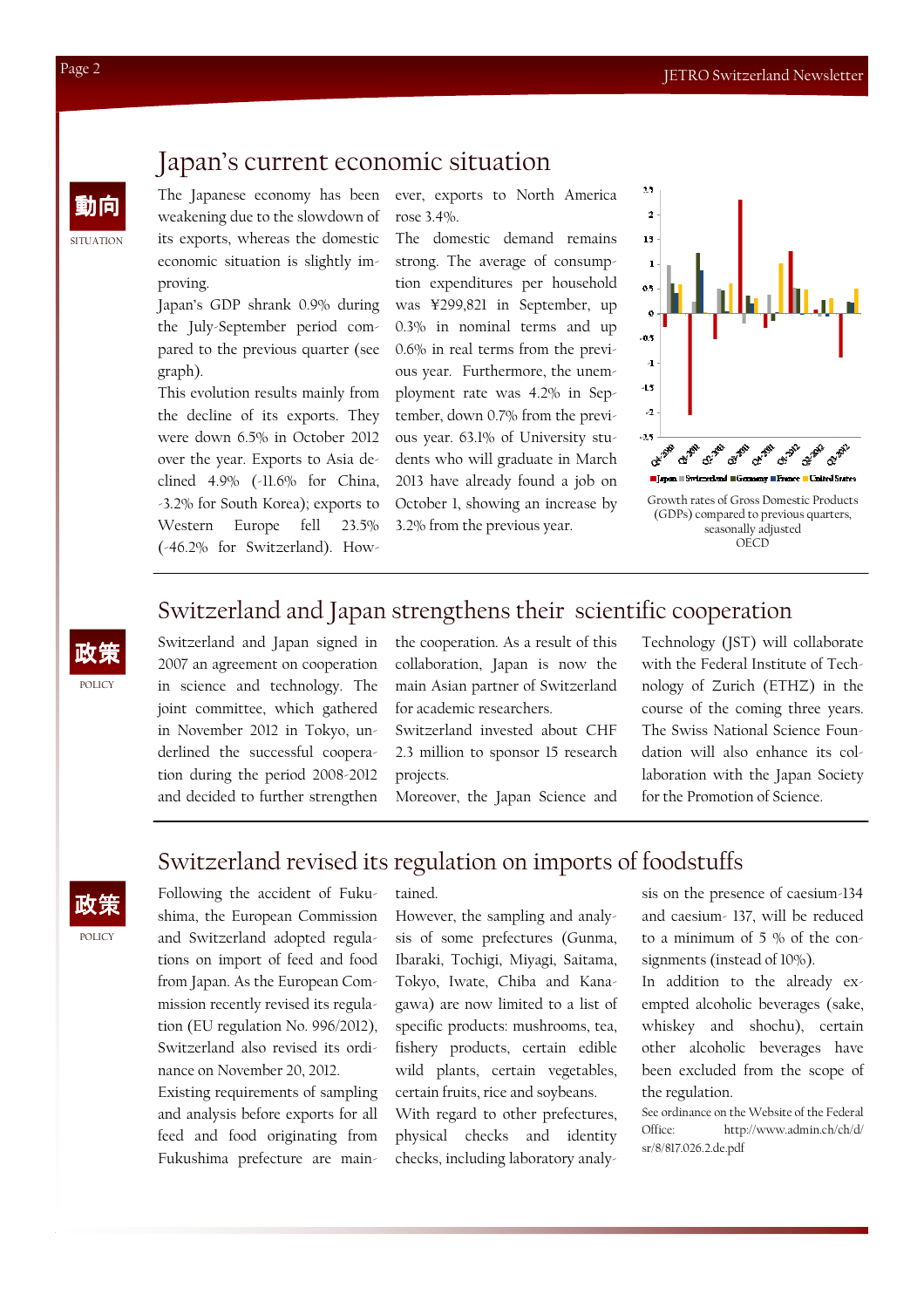## Japan's current economic situation

動向

SITUATION

The Japanese economy has been weakening due to the slowdown of its exports, whereas the domestic economic situation is slightly improving.

Japan's GDP shrank 0.9% during the July-September period compared to the previous quarter (see graph).

This evolution results mainly from the decline of its exports. They were down 6.5% in October 2012 over the year. Exports to Asia declined 4.9% (-11.6% for China, -3.2% for South Korea); exports to Western Europe fell 23.5% (-46.2% for Switzerland). However, exports to North America rose 3.4%.

The domestic demand remains strong. The average of consumption expenditures per household was ¥299,821 in September, up 0.3% in nominal terms and up 0.6% in real terms from the previous year. Furthermore, the unemployment rate was 4.2% in September, down 0.7% from the previous year. 63.1% of University students who will graduate in March 2013 have already found a job on October 1, showing an increase by 3.2% from the previous year.

Growth rates of Gross Domestic Products (GDPs) compared to previous quarters, seasonally adjusted
OECD

## Switzerland and Japan strengthens their scientific cooperation

政策

POLICY

Switzerland and Japan signed in 2007 an agreement on cooperation in science and technology. The joint committee, which gathered in November 2012 in Tokyo, underlined the successful cooperation during the period 2008-2012 and decided to further strengthen the cooperation. As a result of this collaboration, Japan is now the main Asian partner of Switzerland for academic researchers.

Switzerland invested about CHF 2.3 million to sponsor 15 research projects.

Moreover, the Japan Science and Technology (JST) will collaborate with the Federal Institute of Technology of Zurich (ETHZ) in the course of the coming three years. The Swiss National Science Foundation will also enhance its collaboration with the Japan Society for the Promotion of Science.

## Switzerland revised its regulation on imports of foodstuffs

政策

POLICY

Following the accident of Fukushima, the European Commission and Switzerland adopted regulations on import of feed and food from Japan. As the European Commission recently revised its regulation (EU regulation No. 996/2012), Switzerland also revised its ordinance on November 20, 2012.

Existing requirements of sampling and analysis before exports for all feed and food originating from Fukushima prefecture are maintained.

However, the sampling and analysis of some prefectures (Gunma, Ibaraki, Tochigi, Miyagi, Saitama, Tokyo, Iwate, Chiba and Kanagawa) are now limited to a list of specific products: mushrooms, tea, fishery products, certain edible wild plants, certain vegetables, certain fruits, rice and soybeans.

With regard to other prefectures, physical checks and identity checks, including laboratory analysis on the presence of caesium-134 and caesium- 137, will be reduced to a minimum of 5 % of the consignments (instead of 10%).

In addition to the already exempted alcoholic beverages (sake, whiskey and shochu), certain other alcoholic beverages have been excluded from the scope of the regulation.

See ordinance on the Website of the Federal Office: http://www.admin.ch/ch/d/sr/8/817.026.2.de.pdf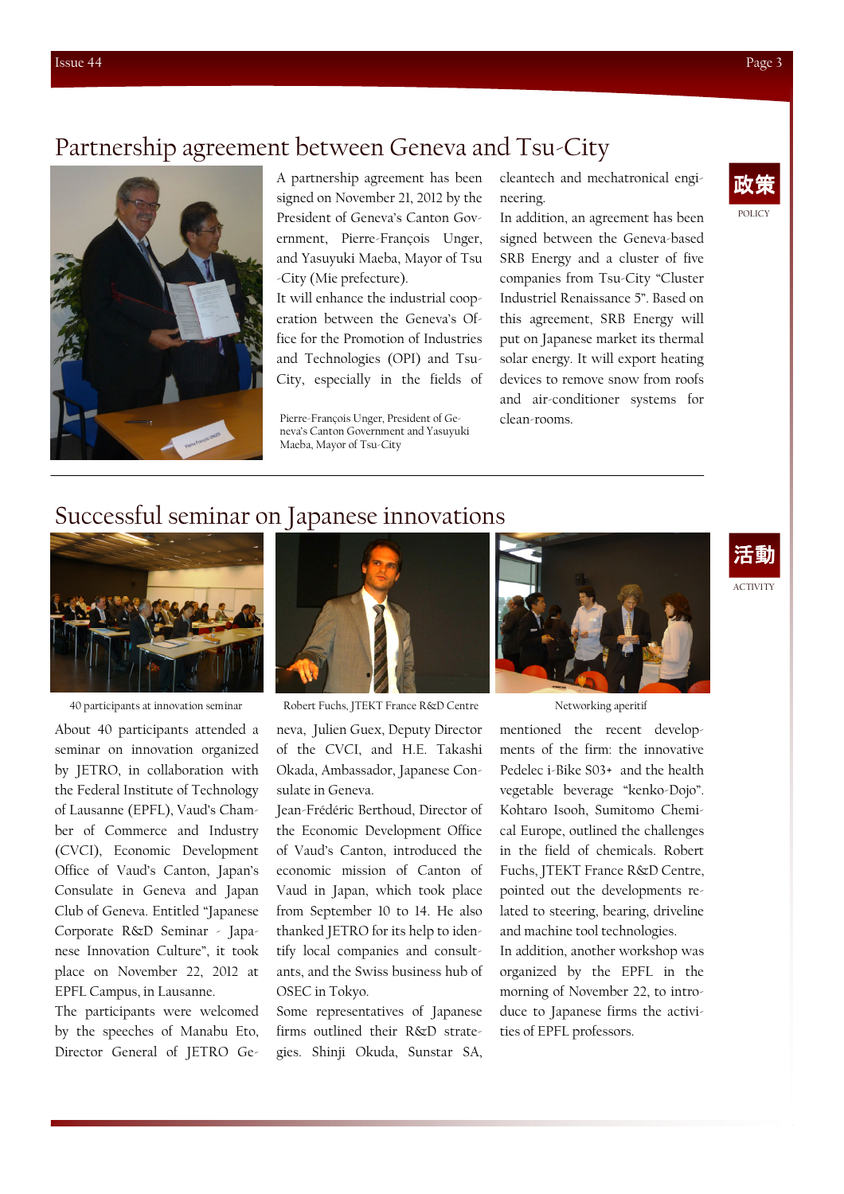## Partnership agreement between Geneva and Tsu-City

政策

POLICY

A partnership agreement has been signed on November 21, 2012 by the President of Geneva's Canton Government, Pierre-François Unger, and Yasuyuki Maeba, Mayor of Tsu-City (Mie prefecture).

It will enhance the industrial cooperation between the Geneva's Office for the Promotion of Industries and Technologies (OPI) and Tsu-City, especially in the fields of cleantech and mechatronical engineering.

Pierre-François Unger, President of Geneva's Canton Government and Yasuyuki Maeba, Mayor of Tsu-City

In addition, an agreement has been signed between the Geneva-based SRB Energy and a cluster of five companies from Tsu-City "Cluster Industriel Renaissance 5". Based on this agreement, SRB Energy will put on Japanese market its thermal solar energy. It will export heating devices to remove snow from roofs and air-conditioner systems for clean-rooms.

## Successful seminar on Japanese innovations

活動

ACTIVITY

40 participants at innovation seminar

Robert Fuchs, JTEKT France R&D Centre

Networking aperitif

About 40 participants attended a seminar on innovation organized by JETRO, in collaboration with the Federal Institute of Technology of Lausanne (EPFL), Vaud's Chamber of Commerce and Industry (CVCI), Economic Development Office of Vaud's Canton, Japan's Consulate in Geneva and Japan Club of Geneva. Entitled "Japanese Corporate R&D Seminar - Japanese Innovation Culture", it took place on November 22, 2012 at EPFL Campus, in Lausanne.

The participants were welcomed by the speeches of Manabu Eto, Director General of JETRO Geneva, Julien Guex, Deputy Director of the CVCI, and H.E. Takashi Okada, Ambassador, Japanese Consulate in Geneva.

Jean-Frédéric Berthoud, Director of the Economic Development Office of Vaud's Canton, introduced the economic mission of Canton of Vaud in Japan, which took place from September 10 to 14. He also thanked JETRO for its help to identify local companies and consultants, and the Swiss business hub of OSEC in Tokyo.

Some representatives of Japanese firms outlined their R&D strategies. Shinji Okuda, Sunstar SA, mentioned the recent developments of the firm: the innovative Pedelec i-Bike S03+ and the health vegetable beverage "kenko-Dojo". Kohtaro Isooh, Sumitomo Chemical Europe, outlined the challenges in the field of chemicals. Robert Fuchs, JTEKT France R&D Centre, pointed out the developments related to steering, bearing, driveline and machine tool technologies.

In addition, another workshop was organized by the EPFL in the morning of November 22, to introduce to Japanese firms the activities of EPFL professors.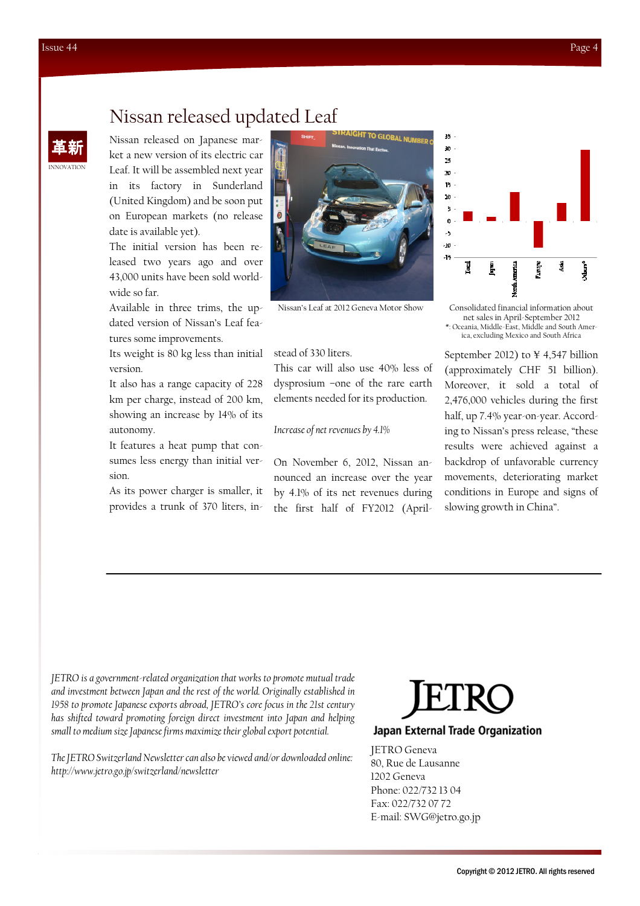# Nissan released updated Leaf

革新

INNOVATION

Nissan released on Japanese market a new version of its electric car Leaf. It will be assembled next year in its factory in Sunderland (United Kingdom) and be soon put on European markets (no release date is available yet).

The initial version has been released two years ago and over 43,000 units have been sold worldwide so far.

Available in three trims, the updated version of Nissan's Leaf features some improvements.

Its weight is 80 kg less than initial version.

It also has a range capacity of 228 km per charge, instead of 200 km, showing an increase by 14% of its autonomy.

It features a heat pump that consumes less energy than initial version.

As its power charger is smaller, it provides a trunk of 370 liters, instead of 330 liters.

This car will also use 40% less of dysprosium –one of the rare earth elements needed for its production.

Nissan's Leaf at 2012 Geneva Motor Show

35
30
25
20
15
10
5
0
-5
-10
-15

Total
Japan
North America
Europe
Asia
Others*

Consolidated financial information about net sales in April-September 2012
*: Oceania, Middle-East, Middle and South America, excluding Mexico and South Africa

*Increase of net revenues by 4.1%*

On November 6, 2012, Nissan announced an increase over the year by 4.1% of its net revenues during the first half of FY2012 (April-September 2012) to ¥ 4,547 billion (approximately CHF 51 billion). Moreover, it sold a total of 2,476,000 vehicles during the first half, up 7.4% year-on-year. According to Nissan's press release, "these results were achieved against a backdrop of unfavorable currency movements, deteriorating market conditions in Europe and signs of slowing growth in China".

---

*JETRO is a government-related organization that works to promote mutual trade and investment between Japan and the rest of the world. Originally established in 1958 to promote Japanese exports abroad, JETRO's core focus in the 21st century has shifted toward promoting foreign direct investment into Japan and helping small to medium size Japanese firms maximize their global export potential.*

*The JETRO Switzerland Newsletter can also be viewed and/or downloaded online: http://www.jetro.go.jp/switzerland/newsletter*

JETRO
Japan External Trade Organization

JETRO Geneva
80, Rue de Lausanne
1202 Geneva
Phone: 022/732 13 04
Fax: 022/732 07 72
E-mail: SWG@jetro.go.jp

Copyright © 2012 JETRO. All rights reserved